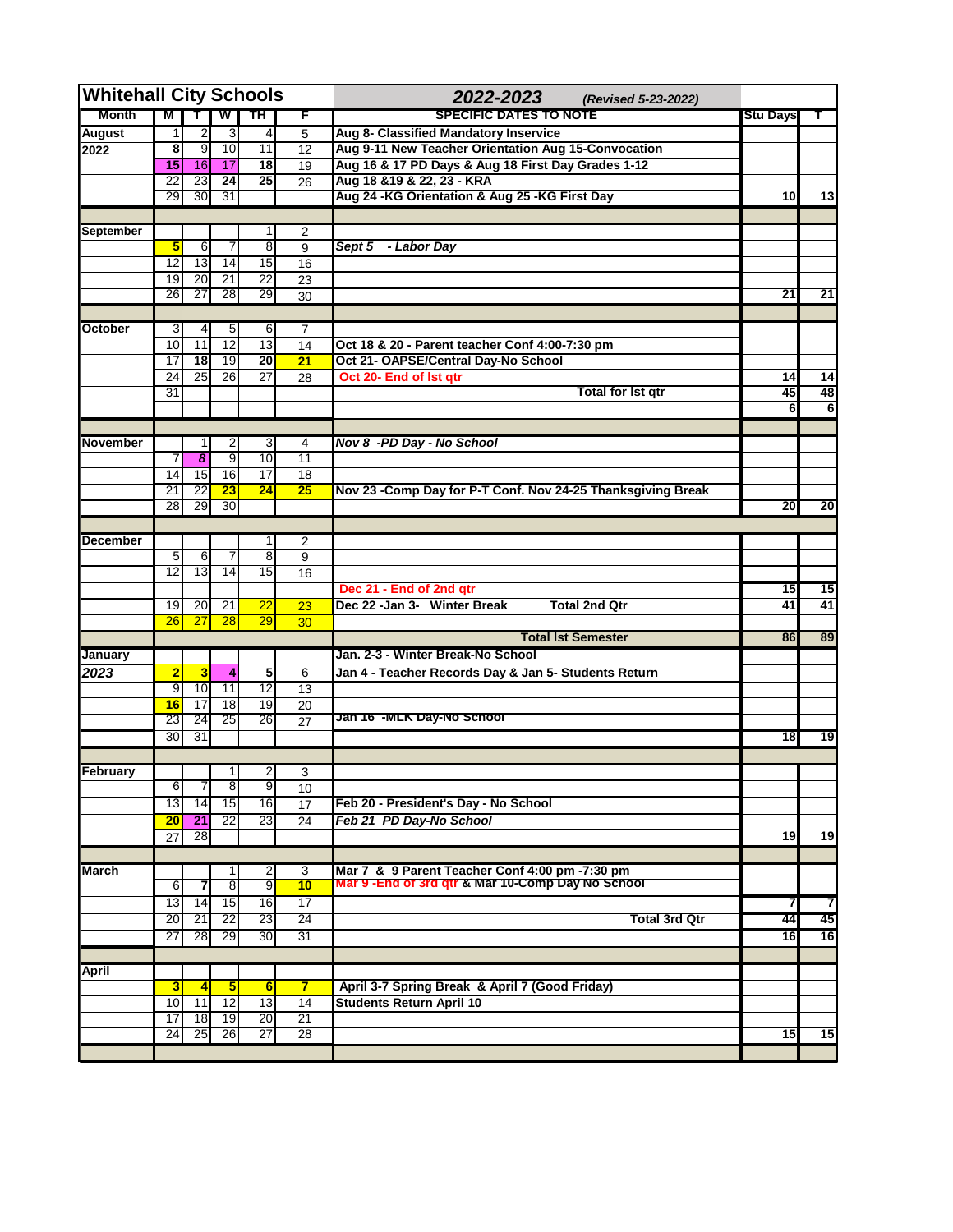| Whitehall City Schools | | | | | | 2022-2023 (Revised 5-23-2022) | | |
|---|---|---|---|---|---|---|---|---|
| Month | M | T | W | TH | F | SPECIFIC DATES TO NOTE | Stu Days | T |
| August | 1 | 2 | 3 | 4 | 5 | Aug 8- Classified Mandatory Inservice | | |
| 2022 | 8 | 9 | 10 | 11 | 12 | Aug 9-11 New Teacher Orientation Aug 15-Convocation | | |
| | 15 | 16 | 17 | 18 | 19 | Aug 16 & 17 PD Days & Aug 18 First Day Grades 1-12 | | |
| | 22 | 23 | 24 | 25 | 26 | Aug 18 &19 & 22, 23 - KRA | | |
| | 29 | 30 | 31 | | | Aug 24 -KG Orientation & Aug 25 -KG First Day | 10 | 13 |
| | | | | | | | | |
| September | | | | 1 | 2 | | | |
| | 5 | 6 | 7 | 8 | 9 | *Sept 5 - Labor Day* | | |
| | 12 | 13 | 14 | 15 | 16 | | | |
| | 19 | 20 | 21 | 22 | 23 | | | |
| | 26 | 27 | 28 | 29 | 30 | | 21 | 21 |
| | | | | | | | | |
| October | 3 | 4 | 5 | 6 | 7 | | | |
| | 10 | 11 | 12 | 13 | 14 | Oct 18 & 20 - Parent teacher Conf 4:00-7:30 pm | | |
| | 17 | 18 | 19 | 20 | 21 | Oct 21- OAPSE/Central Day-No School | | |
| | 24 | 25 | 26 | 27 | 28 | Oct 20- End of Ist qtr | 14 | 14 |
| | 31 | | | | | Total for Ist qtr | 45 | 48 |
| | | | | | | | 6 | 6 |
| | | | | | | | | |
| November | | 1 | 2 | 3 | 4 | *Nov 8 -PD Day - No School* | | |
| | 7 | 8 | 9 | 10 | 11 | | | |
| | 14 | 15 | 16 | 17 | 18 | | | |
| | 21 | 22 | 23 | 24 | 25 | Nov 23 -Comp Day for P-T Conf. Nov 24-25 Thanksgiving Break | | |
| | 28 | 29 | 30 | | | | 20 | 20 |
| | | | | | | | | |
| December | | | | 1 | 2 | | | |
| | 5 | 6 | 7 | 8 | 9 | | | |
| | 12 | 13 | 14 | 15 | 16 | | | |
| | | | | | | Dec 21 - End of 2nd qtr | 15 | 15 |
| | 19 | 20 | 21 | 22 | 23 | Dec 22 -Jan 3- Winter Break Total 2nd Qtr | 41 | 41 |
| | 26 | 27 | 28 | 29 | 30 | | | |
| | | | | | | Total Ist Semester | 86 | 89 |
| January | | | | | | Jan. 2-3 - Winter Break-No School | | |
| 2023 | 2 | 3 | 4 | 5 | 6 | Jan 4 - Teacher Records Day & Jan 5- Students Return | | |
| | 9 | 10 | 11 | 12 | 13 | | | |
| | 16 | 17 | 18 | 19 | 20 | | | |
| | 23 | 24 | 25 | 26 | 27 | Jan 16 -MLK Day-No School | | |
| | 30 | 31 | | | | | 18 | 19 |
| | | | | | | | | |
| February | | | 1 | 2 | 3 | | | |
| | 6 | 7 | 8 | 9 | 10 | | | |
| | 13 | 14 | 15 | 16 | 17 | Feb 20 - President's Day - No School | | |
| | 20 | 21 | 22 | 23 | 24 | *Feb 21 PD Day-No School* | | |
| | 27 | 28 | | | | | 19 | 19 |
| | | | | | | | | |
| March | | | 1 | 2 | 3 | Mar 7 & 9 Parent Teacher Conf 4:00 pm -7:30 pm | | |
| | 6 | 7 | 8 | 9 | 10 | Mar 9 -End of 3rd qtr & Mar 10-Comp Day No School | | |
| | 13 | 14 | 15 | 16 | 17 | | 7 | 7 |
| | 20 | 21 | 22 | 23 | 24 | Total 3rd Qtr | 44 | 45 |
| | 27 | 28 | 29 | 30 | 31 | | 16 | 16 |
| | | | | | | | | |
| April | | | | | | | | |
| | 3 | 4 | 5 | 6 | 7 | April 3-7 Spring Break & April 7 (Good Friday) | | |
| | 10 | 11 | 12 | 13 | 14 | Students Return April 10 | | |
| | 17 | 18 | 19 | 20 | 21 | | | |
| | 24 | 25 | 26 | 27 | 28 | | 15 | 15 |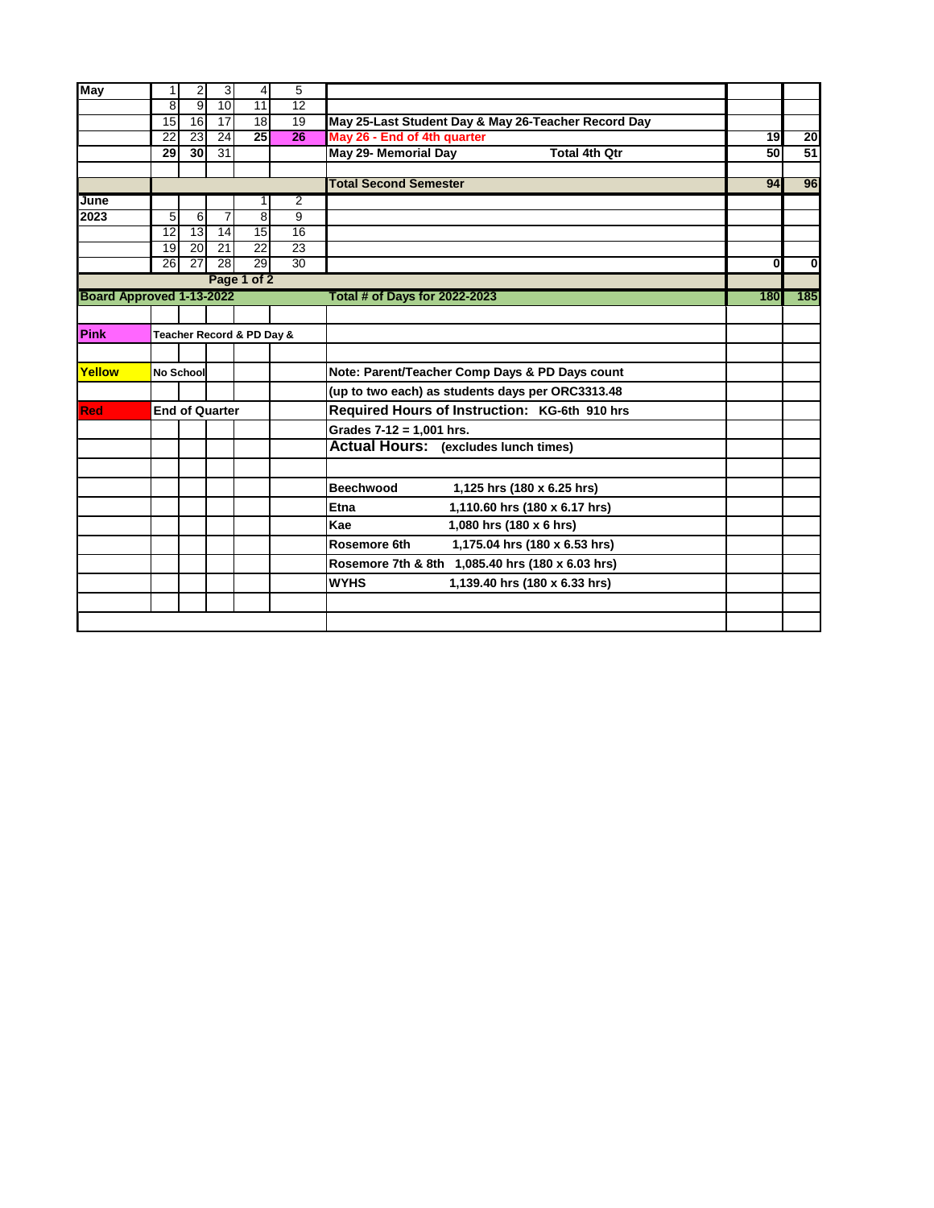| May | 1 | 2 | 3 | 4 | 5 | | | |
|---|---|---|---|---|---|---|---|---|
| | 8 | 9 | 10 | 11 | 12 | | | |
| | 15 | 16 | 17 | 18 | 19 | May 25-Last Student Day & May 26-Teacher Record Day | | |
| | 22 | 23 | 24 | 25 | 26 | May 26 - End of 4th quarter | 19 | 20 |
| | 29 | 30 | 31 | | | May 29- Memorial Day Total 4th Qtr | 50 | 51 |
| | | | | | | | | |
| | | | | | | Total Second Semester | 94 | 96 |
| June | | | | 1 | 2 | | | |
| 2023 | 5 | 6 | 7 | 8 | 9 | | | |
| | 12 | 13 | 14 | 15 | 16 | | | |
| | 19 | 20 | 21 | 22 | 23 | | | |
| | 26 | 27 | 28 | 29 | 30 | | 0 | 0 |
| Board Approved 1-13-2022 | | | | | | Total # of Days for 2022-2023 | 180 | 185 |

| | | |
|---|---|---|
| Pink | Teacher Record & PD Day & | |
| Yellow | No School | Note: Parent/Teacher Comp Days & PD Days count |
| | | (up to two each) as students days per ORC3313.48 |
| Red | End of Quarter | Required Hours of Instruction: KG-6th 910 hrs |
| | | Grades 7-12 = 1,001 hrs. |
| | | Actual Hours: (excludes lunch times) |
| | | Beechwood 1,125 hrs (180 x 6.25 hrs) |
| | | Etna 1,110.60 hrs (180 x 6.17 hrs) |
| | | Kae 1,080 hrs (180 x 6 hrs) |
| | | Rosemore 6th 1,175.04 hrs (180 x 6.53 hrs) |
| | | Rosemore 7th & 8th 1,085.40 hrs (180 x 6.03 hrs) |
| | | WYHS 1,139.40 hrs (180 x 6.33 hrs) |